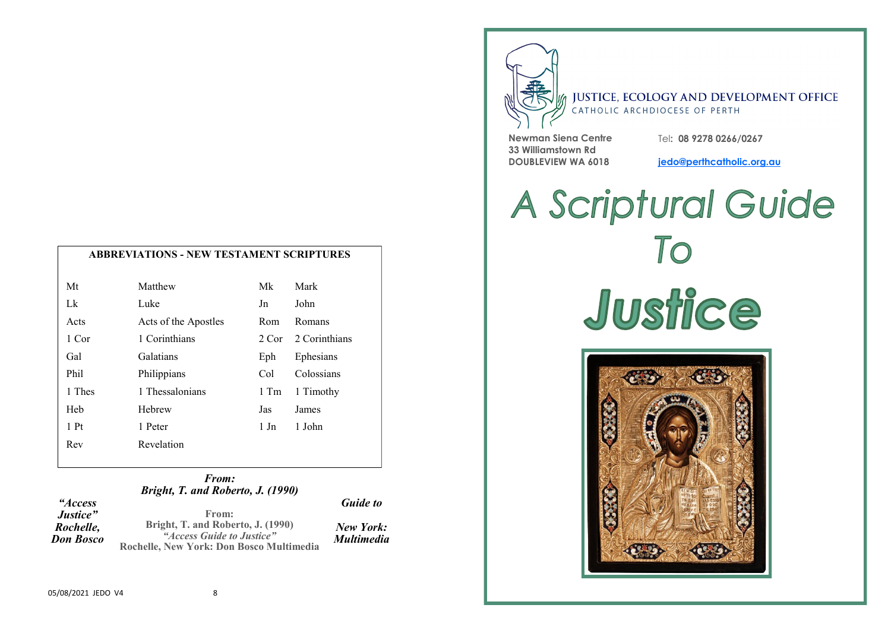## ABBREVIATIONS - NEW TESTAMENT SCRIPTURES

| | | | |
|---|---|---|---|
| Mt | Matthew | Mk | Mark |
| Lk | Luke | Jn | John |
| Acts | Acts of the Apostles | Rom | Romans |
| 1 Cor | 1 Corinthians | 2 Cor | 2 Corinthians |
| Gal | Galatians | Eph | Ephesians |
| Phil | Philippians | Col | Colossians |
| 1 Thes | 1 Thessalonians | 1 Tm | 1 Timothy |
| Heb | Hebrew | Jas | James |
| 1 Pt | 1 Peter | 1 Jn | 1 John |
| Rev | Revelation | | |

***From:***
***Bright, T. and Roberto, J. (1990)***
***"Access Guide to Justice"***
***Rochelle, New York: Don Bosco Multimedia***

**From:**
**Bright, T. and Roberto, J. (1990)**
***"Access Guide to Justice"***
**Rochelle, New York: Don Bosco Multimedia**

05/08/2021 JEDO V4

JUSTICE, ECOLOGY AND DEVELOPMENT OFFICE
CATHOLIC ARCHDIOCESE OF PERTH

**Newman Siena Centre**
**33 Williamstown Rd**
**DOUBLEVIEW WA 6018**

Tel**: 08 9278 0266/0267**

**jedo@perthcatholic.org.au**

# A Scriptural Guide To Justice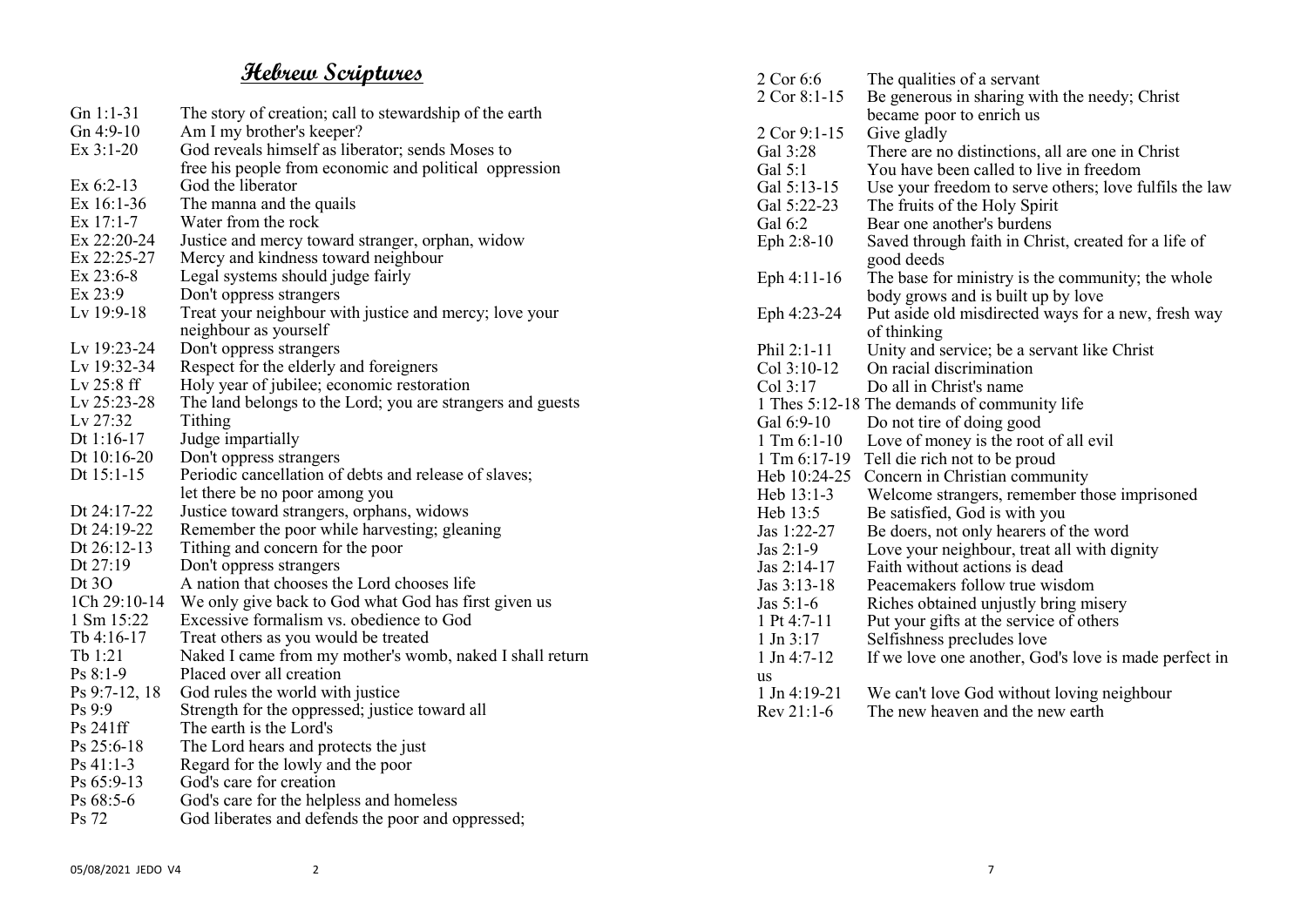## Hebrew Scriptures

| | |
|---|---|
| Gn 1:1-31 | The story of creation; call to stewardship of the earth |
| Gn 4:9-10 | Am I my brother's keeper? |
| Ex 3:1-20 | God reveals himself as liberator; sends Moses to free his people from economic and political oppression |
| Ex 6:2-13 | God the liberator |
| Ex 16:1-36 | The manna and the quails |
| Ex 17:1-7 | Water from the rock |
| Ex 22:20-24 | Justice and mercy toward stranger, orphan, widow |
| Ex 22:25-27 | Mercy and kindness toward neighbour |
| Ex 23:6-8 | Legal systems should judge fairly |
| Ex 23:9 | Don't oppress strangers |
| Lv 19:9-18 | Treat your neighbour with justice and mercy; love your neighbour as yourself |
| Lv 19:23-24 | Don't oppress strangers |
| Lv 19:32-34 | Respect for the elderly and foreigners |
| Lv 25:8 ff | Holy year of jubilee; economic restoration |
| Lv 25:23-28 | The land belongs to the Lord; you are strangers and guests |
| Lv 27:32 | Tithing |
| Dt 1:16-17 | Judge impartially |
| Dt 10:16-20 | Don't oppress strangers |
| Dt 15:1-15 | Periodic cancellation of debts and release of slaves; let there be no poor among you |
| Dt 24:17-22 | Justice toward strangers, orphans, widows |
| Dt 24:19-22 | Remember the poor while harvesting; gleaning |
| Dt 26:12-13 | Tithing and concern for the poor |
| Dt 27:19 | Don't oppress strangers |
| Dt 3O | A nation that chooses the Lord chooses life |
| 1Ch 29:10-14 | We only give back to God what God has first given us |
| 1 Sm 15:22 | Excessive formalism vs. obedience to God |
| Tb 4:16-17 | Treat others as you would be treated |
| Tb 1:21 | Naked I came from my mother's womb, naked I shall return |
| Ps 8:1-9 | Placed over all creation |
| Ps 9:7-12, 18 | God rules the world with justice |
| Ps 9:9 | Strength for the oppressed; justice toward all |
| Ps 241ff | The earth is the Lord's |
| Ps 25:6-18 | The Lord hears and protects the just |
| Ps 41:1-3 | Regard for the lowly and the poor |
| Ps 65:9-13 | God's care for creation |
| Ps 68:5-6 | God's care for the helpless and homeless |
| Ps 72 | God liberates and defends the poor and oppressed; |

| | |
|---|---|
| 2 Cor 6:6 | The qualities of a servant |
| 2 Cor 8:1-15 | Be generous in sharing with the needy; Christ became poor to enrich us |
| 2 Cor 9:1-15 | Give gladly |
| Gal 3:28 | There are no distinctions, all are one in Christ |
| Gal 5:1 | You have been called to live in freedom |
| Gal 5:13-15 | Use your freedom to serve others; love fulfils the law |
| Gal 5:22-23 | The fruits of the Holy Spirit |
| Gal 6:2 | Bear one another's burdens |
| Eph 2:8-10 | Saved through faith in Christ, created for a life of good deeds |
| Eph 4:11-16 | The base for ministry is the community; the whole body grows and is built up by love |
| Eph 4:23-24 | Put aside old misdirected ways for a new, fresh way of thinking |
| Phil 2:1-11 | Unity and service; be a servant like Christ |
| Col 3:10-12 | On racial discrimination |
| Col 3:17 | Do all in Christ's name |
| 1 Thes 5:12-18 | The demands of community life |
| Gal 6:9-10 | Do not tire of doing good |
| 1 Tm 6:1-10 | Love of money is the root of all evil |
| 1 Tm 6:17-19 | Tell die rich not to be proud |
| Heb 10:24-25 | Concern in Christian community |
| Heb 13:1-3 | Welcome strangers, remember those imprisoned |
| Heb 13:5 | Be satisfied, God is with you |
| Jas 1:22-27 | Be doers, not only hearers of the word |
| Jas 2:1-9 | Love your neighbour, treat all with dignity |
| Jas 2:14-17 | Faith without actions is dead |
| Jas 3:13-18 | Peacemakers follow true wisdom |
| Jas 5:1-6 | Riches obtained unjustly bring misery |
| 1 Pt 4:7-11 | Put your gifts at the service of others |
| 1 Jn 3:17 | Selfishness precludes love |
| 1 Jn 4:7-12 | If we love one another, God's love is made perfect in us |
| 1 Jn 4:19-21 | We can't love God without loving neighbour |
| Rev 21:1-6 | The new heaven and the new earth |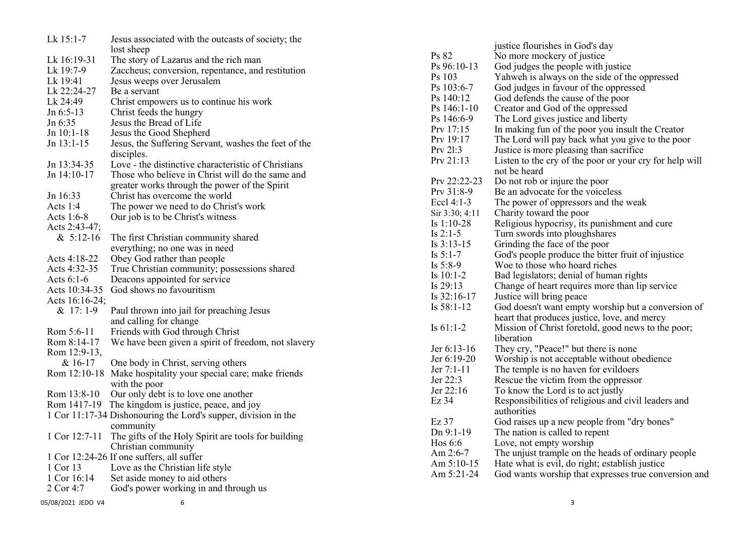| | |
|---|---|
| Lk 15:1-7 | Jesus associated with the outcasts of society; the lost sheep |
| Lk 16:19-31 | The story of Lazarus and the rich man |
| Lk 19:7-9 | Zaccheus; conversion, repentance, and restitution |
| Lk 19:41 | Jesus weeps over Jerusalem |
| Lk 22:24-27 | Be a servant |
| Lk 24:49 | Christ empowers us to continue his work |
| Jn 6:5-13 | Christ feeds the hungry |
| Jn 6:35 | Jesus the Bread of Life |
| Jn 10:1-18 | Jesus the Good Shepherd |
| Jn 13:1-15 | Jesus, the Suffering Servant, washes the feet of the disciples. |
| Jn 13:34-35 | Love - the distinctive characteristic of Christians |
| Jn 14:10-17 | Those who believe in Christ will do the same and greater works through the power of the Spirit |
| Jn 16:33 | Christ has overcome the world |
| Acts 1:4 | The power we need to do Christ's work |
| Acts 1:6-8 | Our job is to be Christ's witness |
| Acts 2:43-47; & 5:12-16 | The first Christian community shared everything; no one was in need |
| Acts 4:18-22 | Obey God rather than people |
| Acts 4:32-35 | True Christian community; possessions shared |
| Acts 6:1-6 | Deacons appointed for service |
| Acts 10:34-35 | God shows no favouritism |
| Acts 16:16-24; & 17: 1-9 | Paul thrown into jail for preaching Jesus and calling for change |
| Rom 5:6-11 | Friends with God through Christ |
| Rom 8:14-17 | We have been given a spirit of freedom, not slavery |
| Rom 12:9-13, & 16-17 | One body in Christ, serving others |
| Rom 12:10-18 | Make hospitality your special care; make friends with the poor |
| Rom 13:8-10 | Our only debt is to love one another |
| Rom 1417-19 | The kingdom is justice, peace, and joy |
| 1 Cor 11:17-34 | Dishonouring the Lord's supper, division in the community |
| 1 Cor 12:7-11 | The gifts of the Holy Spirit are tools for building Christian community |
| 1 Cor 12:24-26 | If one suffers, all suffer |
| 1 Cor 13 | Love as the Christian life style |
| 1 Cor 16:14 | Set aside money to aid others |
| 2 Cor 4:7 | God's power working in and through us |

| | |
|---|---|
| | justice flourishes in God's day |
| Ps 82 | No more mockery of justice |
| Ps 96:10-13 | God judges the people with justice |
| Ps 103 | Yahweh is always on the side of the oppressed |
| Ps 103:6-7 | God judges in favour of the oppressed |
| Ps 140:12 | God defends the cause of the poor |
| Ps 146:1-10 | Creator and God of the oppressed |
| Ps 146:6-9 | The Lord gives justice and liberty |
| Prv 17:15 | In making fun of the poor you insult the Creator |
| Prv 19:17 | The Lord will pay back what you give to the poor |
| Prv 2l:3 | Justice is more pleasing than sacrifice |
| Prv 21:13 | Listen to the cry of the poor or your cry for help will not be heard |
| Prv 22:22-23 | Do not rob or injure the poor |
| Prv 31:8-9 | Be an advocate for the voiceless |
| Eccl 4:1-3 | The power of oppressors and the weak |
| Sir 3:30; 4:11 | Charity toward the poor |
| Is 1:10-28 | Religious hypocrisy, its punishment and cure |
| Is 2:1-5 | Turn swords into ploughshares |
| Is 3:13-15 | Grinding the face of the poor |
| Is 5:1-7 | God's people produce the bitter fruit of injustice |
| Is 5:8-9 | Woe to those who hoard riches |
| Is 10:1-2 | Bad legislators; denial of human rights |
| Is 29:13 | Change of heart requires more than lip service |
| Is 32:16-17 | Justice will bring peace |
| Is 58:1-12 | God doesn't want empty worship but a conversion of heart that produces justice, love, and mercy |
| Is 61:1-2 | Mission of Christ foretold, good news to the poor; liberation |
| Jer 6:13-16 | They cry, "Peace!" but there is none |
| Jer 6:19-20 | Worship is not acceptable without obedience |
| Jer 7:1-11 | The temple is no haven for evildoers |
| Jer 22:3 | Rescue the victim from the oppressor |
| Jer 22:16 | To know the Lord is to act justly |
| Ez 34 | Responsibilities of religious and civil leaders and authorities |
| Ez 37 | God raises up a new people from "dry bones" |
| Dn 9:1-19 | The nation is called to repent |
| Hos 6:6 | Love, not empty worship |
| Am 2:6-7 | The unjust trample on the heads of ordinary people |
| Am 5:10-15 | Hate what is evil, do right; establish justice |
| Am 5:21-24 | God wants worship that expresses true conversion and |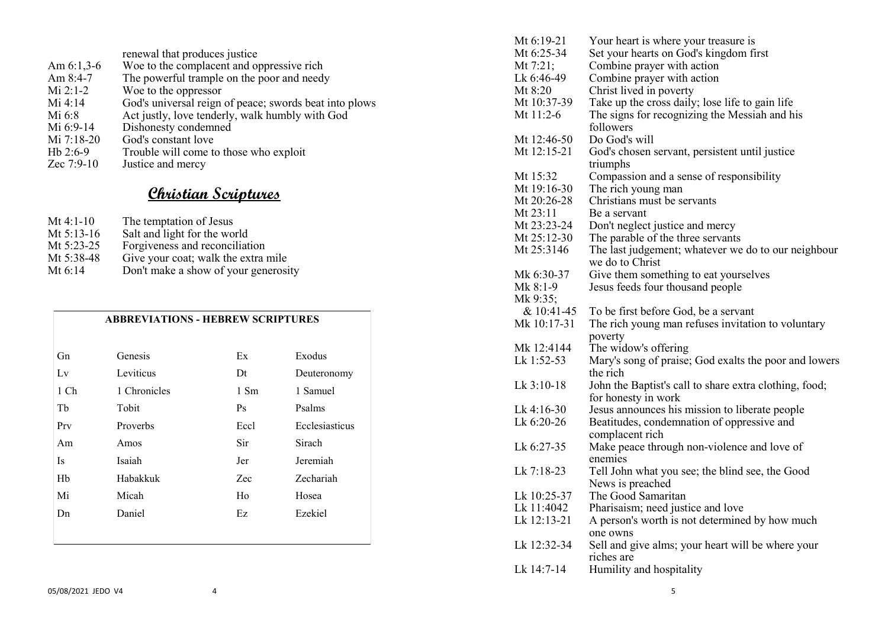renewal that produces justice

| | |
|---|---|
| Am 6:1,3-6 | Woe to the complacent and oppressive rich |
| Am 8:4-7 | The powerful trample on the poor and needy |
| Mi 2:1-2 | Woe to the oppressor |
| Mi 4:14 | God's universal reign of peace; swords beat into plows |
| Mi 6:8 | Act justly, love tenderly, walk humbly with God |
| Mi 6:9-14 | Dishonesty condemned |
| Mi 7:18-20 | God's constant love |
| Hb 2:6-9 | Trouble will come to those who exploit |
| Zec 7:9-10 | Justice and mercy |

## Christian Scriptures

| | |
|---|---|
| Mt 4:1-10 | The temptation of Jesus |
| Mt 5:13-16 | Salt and light for the world |
| Mt 5:23-25 | Forgiveness and reconciliation |
| Mt 5:38-48 | Give your coat; walk the extra mile |
| Mt 6:14 | Don't make a show of your generosity |

**ABBREVIATIONS - HEBREW SCRIPTURES**

| | | | |
|---|---|---|---|
| Gn | Genesis | Ex | Exodus |
| Lv | Leviticus | Dt | Deuteronomy |
| 1 Ch | 1 Chronicles | 1 Sm | 1 Samuel |
| Tb | Tobit | Ps | Psalms |
| Prv | Proverbs | Eccl | Ecclesiasticus |
| Am | Amos | Sir | Sirach |
| Is | Isaiah | Jer | Jeremiah |
| Hb | Habakkuk | Zec | Zechariah |
| Mi | Micah | Ho | Hosea |
| Dn | Daniel | Ez | Ezekiel |

| | |
|---|---|
| Mt 6:19-21 | Your heart is where your treasure is |
| Mt 6:25-34 | Set your hearts on God's kingdom first |
| Mt 7:21; | Combine prayer with action |
| Lk 6:46-49 | Combine prayer with action |
| Mt 8:20 | Christ lived in poverty |
| Mt 10:37-39 | Take up the cross daily; lose life to gain life |
| Mt 11:2-6 | The signs for recognizing the Messiah and his followers |
| Mt 12:46-50 | Do God's will |
| Mt 12:15-21 | God's chosen servant, persistent until justice triumphs |
| Mt 15:32 | Compassion and a sense of responsibility |
| Mt 19:16-30 | The rich young man |
| Mt 20:26-28 | Christians must be servants |
| Mt 23:11 | Be a servant |
| Mt 23:23-24 | Don't neglect justice and mercy |
| Mt 25:12-30 | The parable of the three servants |
| Mt 25:3146 | The last judgement; whatever we do to our neighbour we do to Christ |
| Mk 6:30-37 | Give them something to eat yourselves |
| Mk 8:1-9 | Jesus feeds four thousand people |
| Mk 9:35; & 10:41-45 | To be first before God, be a servant |
| Mk 10:17-31 | The rich young man refuses invitation to voluntary poverty |
| Mk 12:4144 | The widow's offering |
| Lk 1:52-53 | Mary's song of praise; God exalts the poor and lowers the rich |
| Lk 3:10-18 | John the Baptist's call to share extra clothing, food; for honesty in work |
| Lk 4:16-30 | Jesus announces his mission to liberate people |
| Lk 6:20-26 | Beatitudes, condemnation of oppressive and complacent rich |
| Lk 6:27-35 | Make peace through non-violence and love of enemies |
| Lk 7:18-23 | Tell John what you see; the blind see, the Good News is preached |
| Lk 10:25-37 | The Good Samaritan |
| Lk 11:4042 | Pharisaism; need justice and love |
| Lk 12:13-21 | A person's worth is not determined by how much one owns |
| Lk 12:32-34 | Sell and give alms; your heart will be where your riches are |
| Lk 14:7-14 | Humility and hospitality |